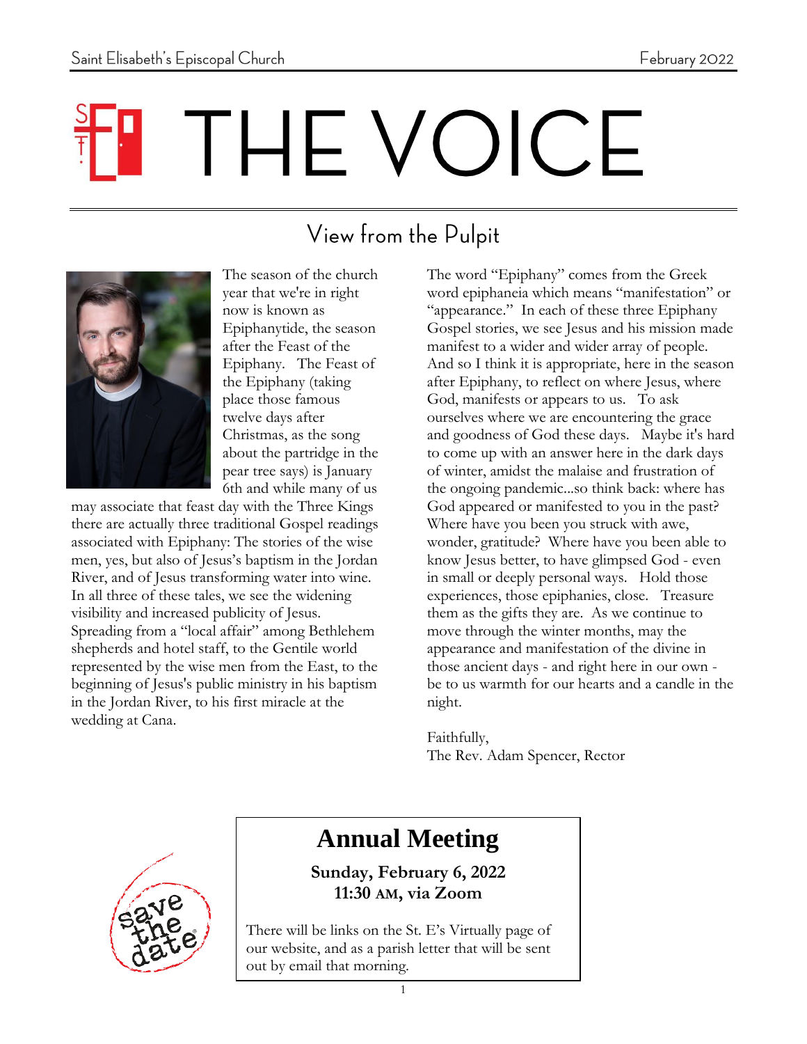Saint Elisabeth's Episcopal Church — February 2022

# THE VOICE

## View from the Pulpit

The season of the church year that we're in right now is known as Epiphanytide, the season after the Feast of the Epiphany. The Feast of the Epiphany (taking place those famous twelve days after Christmas, as the song about the partridge in the pear tree says) is January 6th and while many of us may associate that feast day with the Three Kings there are actually three traditional Gospel readings associated with Epiphany: The stories of the wise men, yes, but also of Jesus's baptism in the Jordan River, and of Jesus transforming water into wine. In all three of these tales, we see the widening visibility and increased publicity of Jesus. Spreading from a "local affair" among Bethlehem shepherds and hotel staff, to the Gentile world represented by the wise men from the East, to the beginning of Jesus's public ministry in his baptism in the Jordan River, to his first miracle at the wedding at Cana.

The word "Epiphany" comes from the Greek word epiphaneia which means "manifestation" or "appearance." In each of these three Epiphany Gospel stories, we see Jesus and his mission made manifest to a wider and wider array of people. And so I think it is appropriate, here in the season after Epiphany, to reflect on where Jesus, where God, manifests or appears to us. To ask ourselves where we are encountering the grace and goodness of God these days. Maybe it's hard to come up with an answer here in the dark days of winter, amidst the malaise and frustration of the ongoing pandemic...so think back: where has God appeared or manifested to you in the past? Where have you been you struck with awe, wonder, gratitude? Where have you been able to know Jesus better, to have glimpsed God - even in small or deeply personal ways. Hold those experiences, those epiphanies, close. Treasure them as the gifts they are. As we continue to move through the winter months, may the appearance and manifestation of the divine in those ancient days - and right here in our own - be to us warmth for our hearts and a candle in the night.

Faithfully,
The Rev. Adam Spencer, Rector

save the date

## Annual Meeting

**Sunday, February 6, 2022**
**11:30 AM, via Zoom**

There will be links on the St. E's Virtually page of our website, and as a parish letter that will be sent out by email that morning.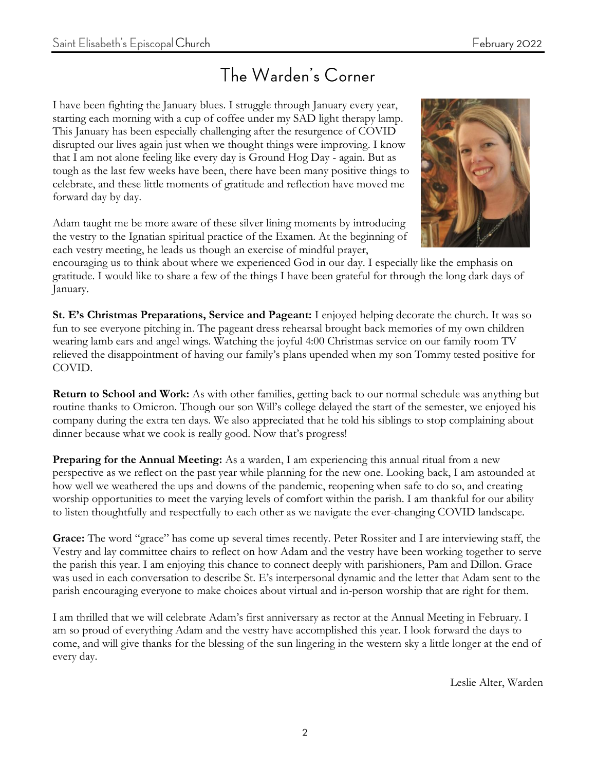# The Warden's Corner

I have been fighting the January blues. I struggle through January every year, starting each morning with a cup of coffee under my SAD light therapy lamp. This January has been especially challenging after the resurgence of COVID disrupted our lives again just when we thought things were improving. I know that I am not alone feeling like every day is Ground Hog Day - again. But as tough as the last few weeks have been, there have been many positive things to celebrate, and these little moments of gratitude and reflection have moved me forward day by day.

Adam taught me be more aware of these silver lining moments by introducing the vestry to the Ignatian spiritual practice of the Examen. At the beginning of each vestry meeting, he leads us though an exercise of mindful prayer, encouraging us to think about where we experienced God in our day. I especially like the emphasis on gratitude. I would like to share a few of the things I have been grateful for through the long dark days of January.

**St. E's Christmas Preparations, Service and Pageant:** I enjoyed helping decorate the church. It was so fun to see everyone pitching in. The pageant dress rehearsal brought back memories of my own children wearing lamb ears and angel wings. Watching the joyful 4:00 Christmas service on our family room TV relieved the disappointment of having our family's plans upended when my son Tommy tested positive for COVID.

**Return to School and Work:** As with other families, getting back to our normal schedule was anything but routine thanks to Omicron. Though our son Will's college delayed the start of the semester, we enjoyed his company during the extra ten days. We also appreciated that he told his siblings to stop complaining about dinner because what we cook is really good. Now that's progress!

**Preparing for the Annual Meeting:** As a warden, I am experiencing this annual ritual from a new perspective as we reflect on the past year while planning for the new one. Looking back, I am astounded at how well we weathered the ups and downs of the pandemic, reopening when safe to do so, and creating worship opportunities to meet the varying levels of comfort within the parish. I am thankful for our ability to listen thoughtfully and respectfully to each other as we navigate the ever-changing COVID landscape.

**Grace:** The word "grace" has come up several times recently. Peter Rossiter and I are interviewing staff, the Vestry and lay committee chairs to reflect on how Adam and the vestry have been working together to serve the parish this year. I am enjoying this chance to connect deeply with parishioners, Pam and Dillon. Grace was used in each conversation to describe St. E's interpersonal dynamic and the letter that Adam sent to the parish encouraging everyone to make choices about virtual and in-person worship that are right for them.

I am thrilled that we will celebrate Adam's first anniversary as rector at the Annual Meeting in February. I am so proud of everything Adam and the vestry have accomplished this year. I look forward the days to come, and will give thanks for the blessing of the sun lingering in the western sky a little longer at the end of every day.

Leslie Alter, Warden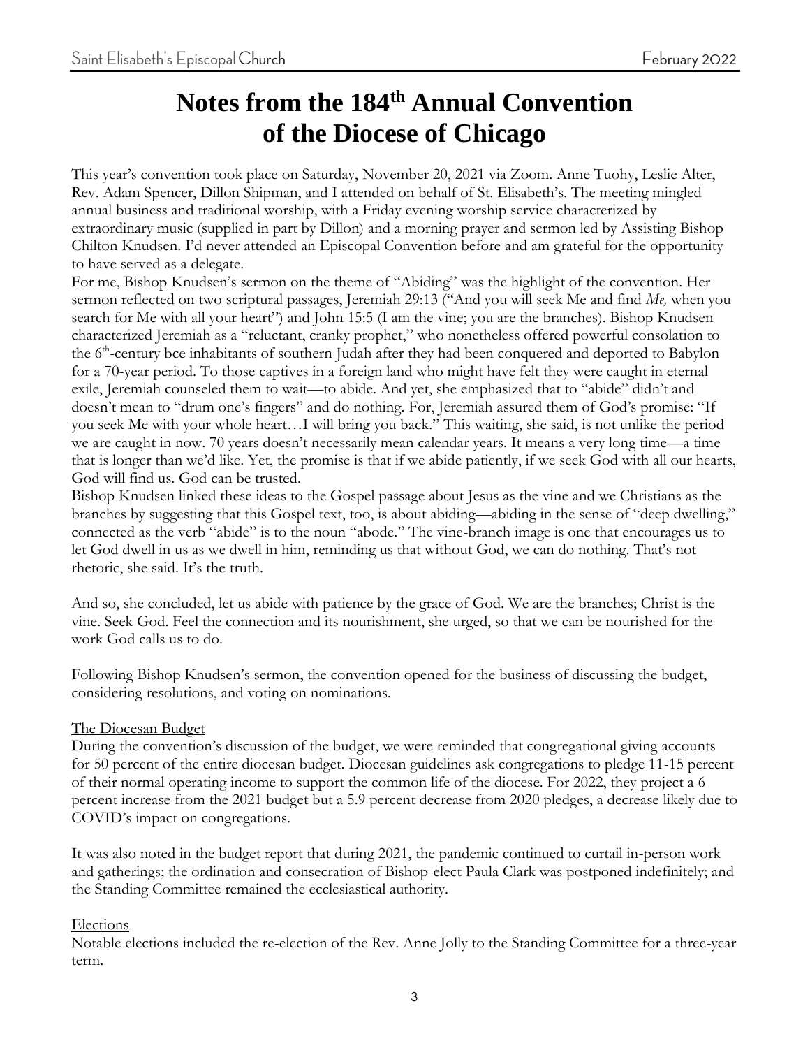# Notes from the 184th Annual Convention of the Diocese of Chicago

This year's convention took place on Saturday, November 20, 2021 via Zoom. Anne Tuohy, Leslie Alter, Rev. Adam Spencer, Dillon Shipman, and I attended on behalf of St. Elisabeth's. The meeting mingled annual business and traditional worship, with a Friday evening worship service characterized by extraordinary music (supplied in part by Dillon) and a morning prayer and sermon led by Assisting Bishop Chilton Knudsen. I'd never attended an Episcopal Convention before and am grateful for the opportunity to have served as a delegate.

For me, Bishop Knudsen's sermon on the theme of "Abiding" was the highlight of the convention. Her sermon reflected on two scriptural passages, Jeremiah 29:13 ("And you will seek Me and find *Me,* when you search for Me with all your heart") and John 15:5 (I am the vine; you are the branches). Bishop Knudsen characterized Jeremiah as a "reluctant, cranky prophet," who nonetheless offered powerful consolation to the 6th-century bce inhabitants of southern Judah after they had been conquered and deported to Babylon for a 70-year period. To those captives in a foreign land who might have felt they were caught in eternal exile, Jeremiah counseled them to wait—to abide. And yet, she emphasized that to "abide" didn't and doesn't mean to "drum one's fingers" and do nothing. For, Jeremiah assured them of God's promise: "If you seek Me with your whole heart…I will bring you back." This waiting, she said, is not unlike the period we are caught in now. 70 years doesn't necessarily mean calendar years. It means a very long time—a time that is longer than we'd like. Yet, the promise is that if we abide patiently, if we seek God with all our hearts, God will find us. God can be trusted.

Bishop Knudsen linked these ideas to the Gospel passage about Jesus as the vine and we Christians as the branches by suggesting that this Gospel text, too, is about abiding—abiding in the sense of "deep dwelling," connected as the verb "abide" is to the noun "abode." The vine-branch image is one that encourages us to let God dwell in us as we dwell in him, reminding us that without God, we can do nothing. That's not rhetoric, she said. It's the truth.

And so, she concluded, let us abide with patience by the grace of God. We are the branches; Christ is the vine. Seek God. Feel the connection and its nourishment, she urged, so that we can be nourished for the work God calls us to do.

Following Bishop Knudsen's sermon, the convention opened for the business of discussing the budget, considering resolutions, and voting on nominations.

<u>The Diocesan Budget</u>

During the convention's discussion of the budget, we were reminded that congregational giving accounts for 50 percent of the entire diocesan budget. Diocesan guidelines ask congregations to pledge 11-15 percent of their normal operating income to support the common life of the diocese. For 2022, they project a 6 percent increase from the 2021 budget but a 5.9 percent decrease from 2020 pledges, a decrease likely due to COVID's impact on congregations.

It was also noted in the budget report that during 2021, the pandemic continued to curtail in-person work and gatherings; the ordination and consecration of Bishop-elect Paula Clark was postponed indefinitely; and the Standing Committee remained the ecclesiastical authority.

<u>Elections</u>

Notable elections included the re-election of the Rev. Anne Jolly to the Standing Committee for a three-year term.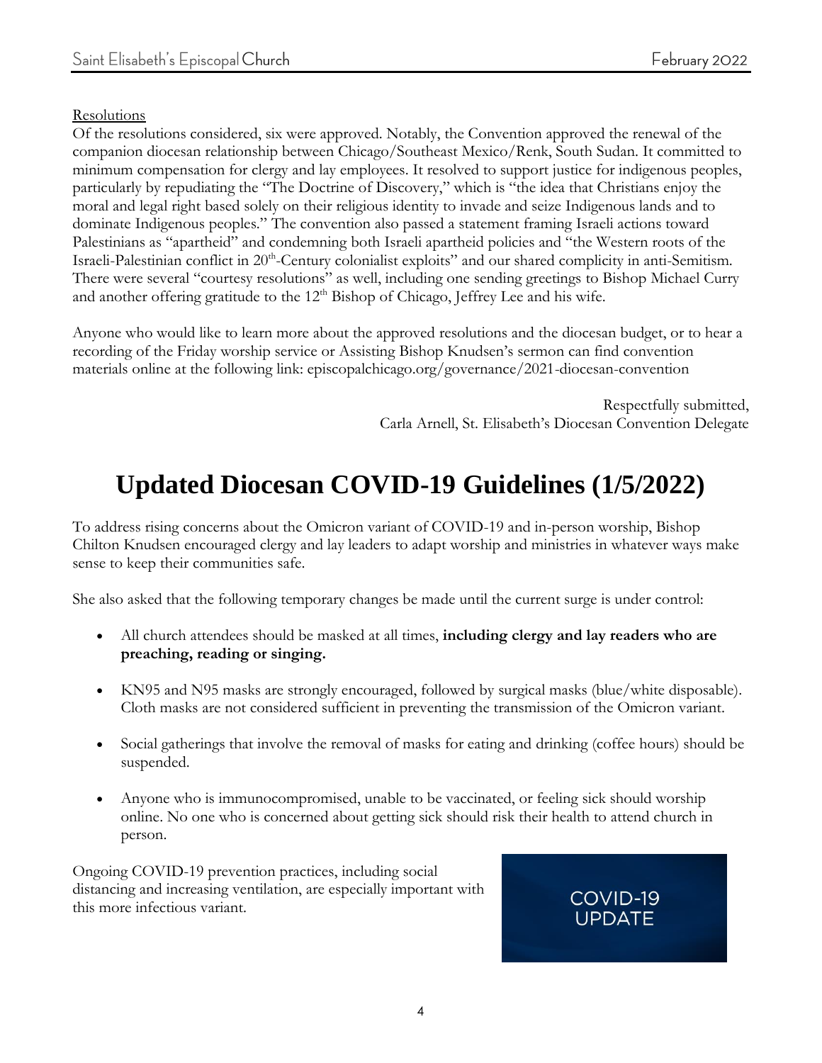Resolutions

Of the resolutions considered, six were approved. Notably, the Convention approved the renewal of the companion diocesan relationship between Chicago/Southeast Mexico/Renk, South Sudan. It committed to minimum compensation for clergy and lay employees. It resolved to support justice for indigenous peoples, particularly by repudiating the "The Doctrine of Discovery," which is "the idea that Christians enjoy the moral and legal right based solely on their religious identity to invade and seize Indigenous lands and to dominate Indigenous peoples." The convention also passed a statement framing Israeli actions toward Palestinians as "apartheid" and condemning both Israeli apartheid policies and "the Western roots of the Israeli-Palestinian conflict in 20th-Century colonialist exploits" and our shared complicity in anti-Semitism. There were several "courtesy resolutions" as well, including one sending greetings to Bishop Michael Curry and another offering gratitude to the 12th Bishop of Chicago, Jeffrey Lee and his wife.

Anyone who would like to learn more about the approved resolutions and the diocesan budget, or to hear a recording of the Friday worship service or Assisting Bishop Knudsen's sermon can find convention materials online at the following link: episcopalchicago.org/governance/2021-diocesan-convention

Respectfully submitted,
Carla Arnell, St. Elisabeth's Diocesan Convention Delegate

# Updated Diocesan COVID-19 Guidelines (1/5/2022)

To address rising concerns about the Omicron variant of COVID-19 and in-person worship, Bishop Chilton Knudsen encouraged clergy and lay leaders to adapt worship and ministries in whatever ways make sense to keep their communities safe.

She also asked that the following temporary changes be made until the current surge is under control:

- All church attendees should be masked at all times, **including clergy and lay readers who are preaching, reading or singing.**
- KN95 and N95 masks are strongly encouraged, followed by surgical masks (blue/white disposable). Cloth masks are not considered sufficient in preventing the transmission of the Omicron variant.
- Social gatherings that involve the removal of masks for eating and drinking (coffee hours) should be suspended.
- Anyone who is immunocompromised, unable to be vaccinated, or feeling sick should worship online. No one who is concerned about getting sick should risk their health to attend church in person.

Ongoing COVID-19 prevention practices, including social distancing and increasing ventilation, are especially important with this more infectious variant.

COVID-19 UPDATE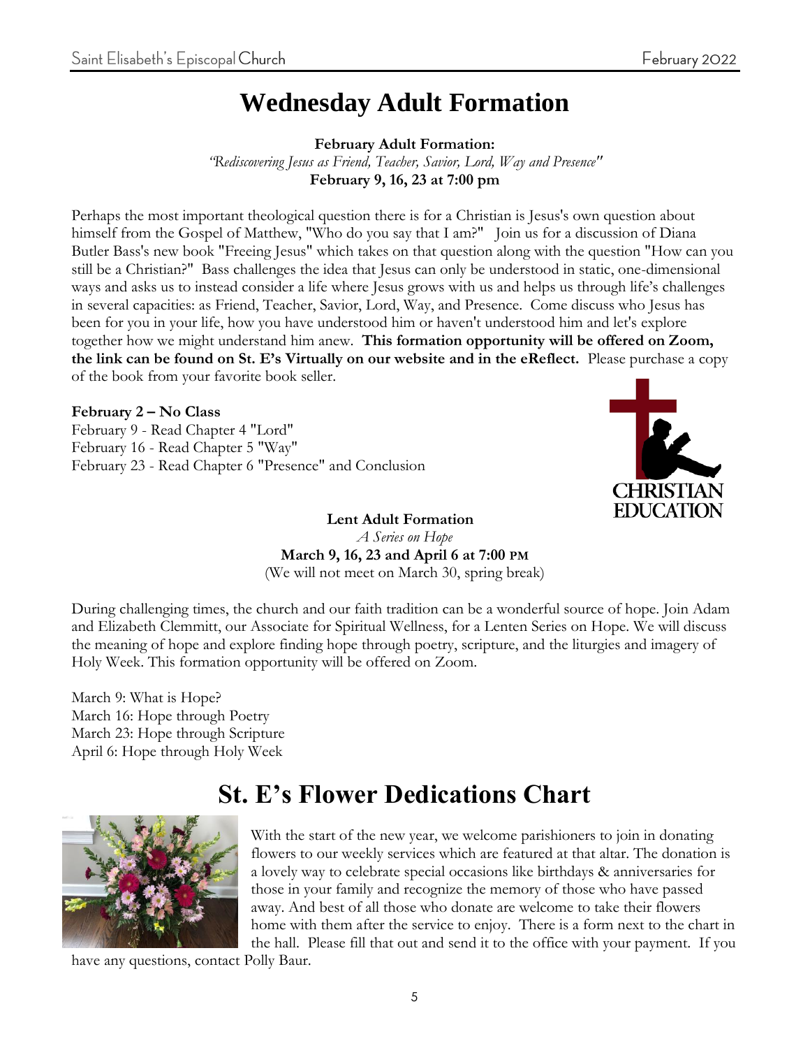# Wednesday Adult Formation

**February Adult Formation:**
*"Rediscovering Jesus as Friend, Teacher, Savior, Lord, Way and Presence"*
**February 9, 16, 23 at 7:00 pm**

Perhaps the most important theological question there is for a Christian is Jesus's own question about himself from the Gospel of Matthew, "Who do you say that I am?" Join us for a discussion of Diana Butler Bass's new book "Freeing Jesus" which takes on that question along with the question "How can you still be a Christian?" Bass challenges the idea that Jesus can only be understood in static, one-dimensional ways and asks us to instead consider a life where Jesus grows with us and helps us through life's challenges in several capacities: as Friend, Teacher, Savior, Lord, Way, and Presence. Come discuss who Jesus has been for you in your life, how you have understood him or haven't understood him and let's explore together how we might understand him anew. **This formation opportunity will be offered on Zoom, the link can be found on St. E's Virtually on our website and in the eReflect.** Please purchase a copy of the book from your favorite book seller.

**February 2 – No Class**
February 9 - Read Chapter 4 "Lord"
February 16 - Read Chapter 5 "Way"
February 23 - Read Chapter 6 "Presence" and Conclusion

CHRISTIAN EDUCATION

**Lent Adult Formation**
*A Series on Hope*
**March 9, 16, 23 and April 6 at 7:00 PM**
(We will not meet on March 30, spring break)

During challenging times, the church and our faith tradition can be a wonderful source of hope. Join Adam and Elizabeth Clemmitt, our Associate for Spiritual Wellness, for a Lenten Series on Hope. We will discuss the meaning of hope and explore finding hope through poetry, scripture, and the liturgies and imagery of Holy Week. This formation opportunity will be offered on Zoom.

March 9: What is Hope?
March 16: Hope through Poetry
March 23: Hope through Scripture
April 6: Hope through Holy Week

# St. E's Flower Dedications Chart

With the start of the new year, we welcome parishioners to join in donating flowers to our weekly services which are featured at that altar. The donation is a lovely way to celebrate special occasions like birthdays & anniversaries for those in your family and recognize the memory of those who have passed away. And best of all those who donate are welcome to take their flowers home with them after the service to enjoy. There is a form next to the chart in the hall. Please fill that out and send it to the office with your payment. If you have any questions, contact Polly Baur.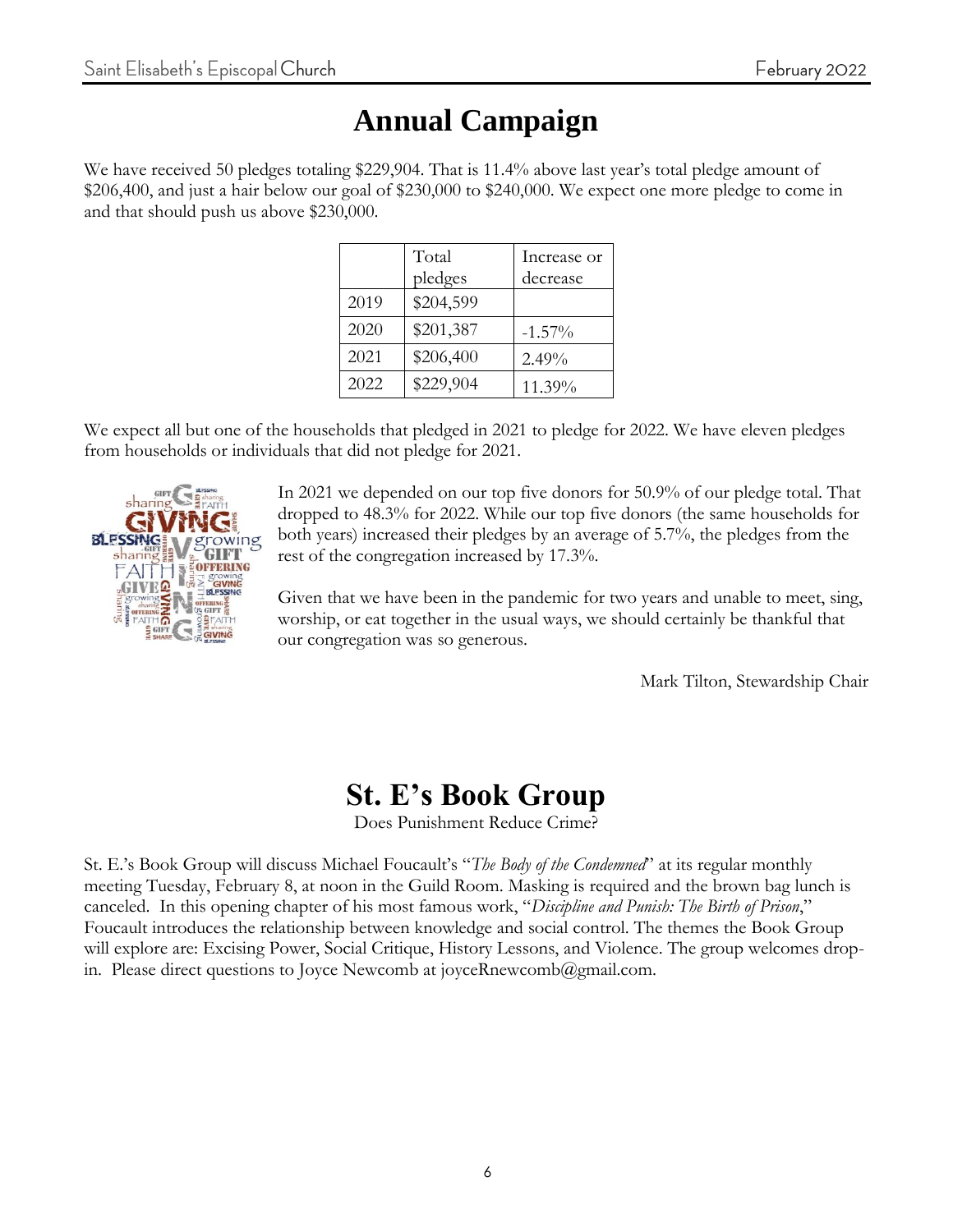# Annual Campaign

We have received 50 pledges totaling $229,904. That is 11.4% above last year's total pledge amount of $206,400, and just a hair below our goal of $230,000 to $240,000. We expect one more pledge to come in and that should push us above $230,000.

| | Total pledges | Increase or decrease |
|---|---|---|
| 2019 | $204,599 | |
| 2020 | $201,387 | -1.57% |
| 2021 | $206,400 | 2.49% |
| 2022 | $229,904 | 11.39% |

We expect all but one of the households that pledged in 2021 to pledge for 2022. We have eleven pledges from households or individuals that did not pledge for 2021.

In 2021 we depended on our top five donors for 50.9% of our pledge total. That dropped to 48.3% for 2022. While our top five donors (the same households for both years) increased their pledges by an average of 5.7%, the pledges from the rest of the congregation increased by 17.3%.

Given that we have been in the pandemic for two years and unable to meet, sing, worship, or eat together in the usual ways, we should certainly be thankful that our congregation was so generous.

Mark Tilton, Stewardship Chair

# St. E's Book Group

Does Punishment Reduce Crime?

St. E.'s Book Group will discuss Michael Foucault's "*The Body of the Condemned*" at its regular monthly meeting Tuesday, February 8, at noon in the Guild Room. Masking is required and the brown bag lunch is canceled. In this opening chapter of his most famous work, "*Discipline and Punish: The Birth of Prison*," Foucault introduces the relationship between knowledge and social control. The themes the Book Group will explore are: Excising Power, Social Critique, History Lessons, and Violence. The group welcomes drop-in. Please direct questions to Joyce Newcomb at joyceRnewcomb@gmail.com.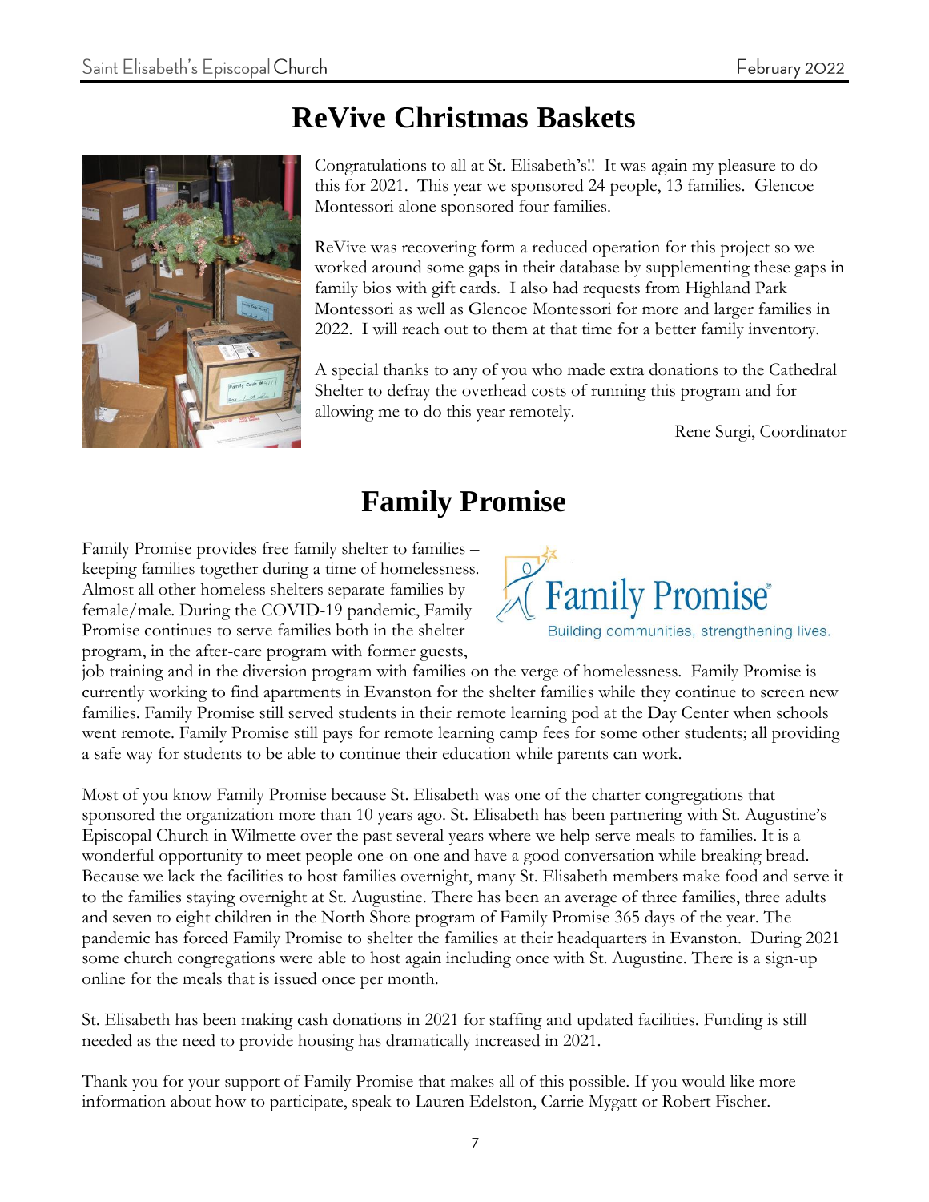# ReVive Christmas Baskets

Congratulations to all at St. Elisabeth's!! It was again my pleasure to do this for 2021. This year we sponsored 24 people, 13 families. Glencoe Montessori alone sponsored four families.

ReVive was recovering form a reduced operation for this project so we worked around some gaps in their database by supplementing these gaps in family bios with gift cards. I also had requests from Highland Park Montessori as well as Glencoe Montessori for more and larger families in 2022. I will reach out to them at that time for a better family inventory.

A special thanks to any of you who made extra donations to the Cathedral Shelter to defray the overhead costs of running this program and for allowing me to do this year remotely.

Rene Surgi, Coordinator

# Family Promise

Family Promise provides free family shelter to families – keeping families together during a time of homelessness. Almost all other homeless shelters separate families by female/male. During the COVID-19 pandemic, Family Promise continues to serve families both in the shelter program, in the after-care program with former guests, job training and in the diversion program with families on the verge of homelessness. Family Promise is currently working to find apartments in Evanston for the shelter families while they continue to screen new families. Family Promise still served students in their remote learning pod at the Day Center when schools went remote. Family Promise still pays for remote learning camp fees for some other students; all providing a safe way for students to be able to continue their education while parents can work.

Most of you know Family Promise because St. Elisabeth was one of the charter congregations that sponsored the organization more than 10 years ago. St. Elisabeth has been partnering with St. Augustine's Episcopal Church in Wilmette over the past several years where we help serve meals to families. It is a wonderful opportunity to meet people one-on-one and have a good conversation while breaking bread. Because we lack the facilities to host families overnight, many St. Elisabeth members make food and serve it to the families staying overnight at St. Augustine. There has been an average of three families, three adults and seven to eight children in the North Shore program of Family Promise 365 days of the year. The pandemic has forced Family Promise to shelter the families at their headquarters in Evanston. During 2021 some church congregations were able to host again including once with St. Augustine. There is a sign-up online for the meals that is issued once per month.

St. Elisabeth has been making cash donations in 2021 for staffing and updated facilities. Funding is still needed as the need to provide housing has dramatically increased in 2021.

Thank you for your support of Family Promise that makes all of this possible. If you would like more information about how to participate, speak to Lauren Edelston, Carrie Mygatt or Robert Fischer.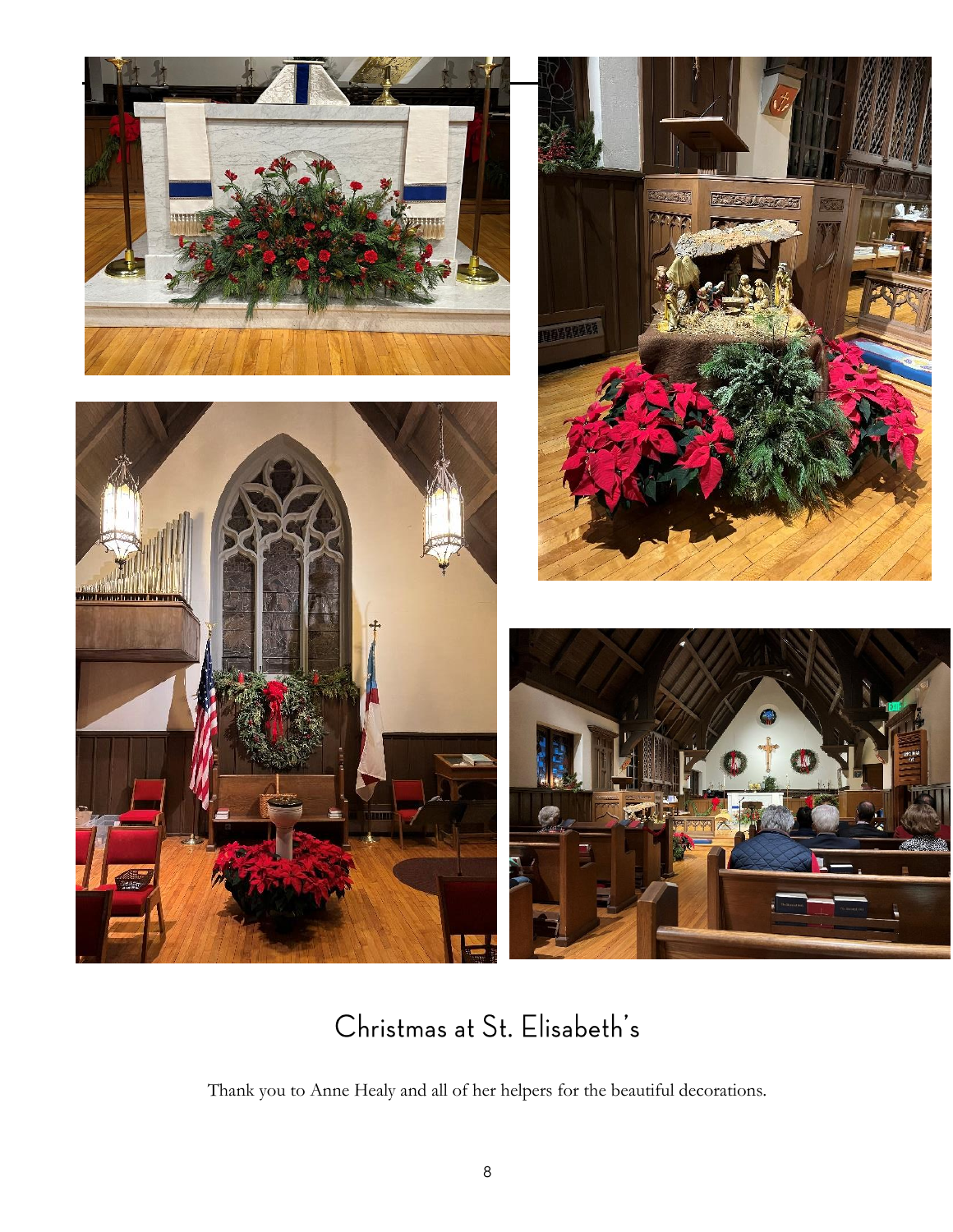# Christmas at St. Elisabeth's

Thank you to Anne Healy and all of her helpers for the beautiful decorations.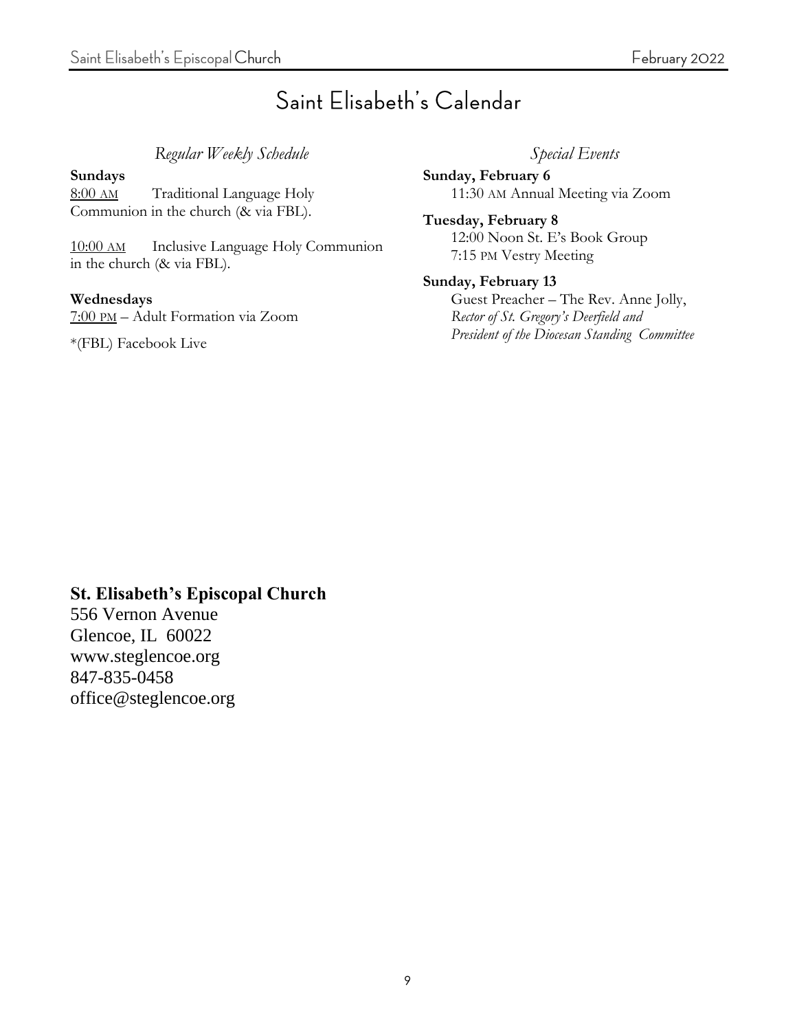# Saint Elisabeth's Calendar

*Regular Weekly Schedule*

**Sundays**

8:00 AM Traditional Language Holy Communion in the church (& via FBL).

10:00 AM Inclusive Language Holy Communion in the church (& via FBL).

**Wednesdays**

7:00 PM – Adult Formation via Zoom

*(FBL) Facebook Live

*Special Events*

**Sunday, February 6**

11:30 AM Annual Meeting via Zoom

**Tuesday, February 8**

12:00 Noon St. E's Book Group

7:15 PM Vestry Meeting

**Sunday, February 13**

Guest Preacher – The Rev. Anne Jolly, *Rector of St. Gregory's Deerfield and President of the Diocesan Standing Committee*

**St. Elisabeth's Episcopal Church**

556 Vernon Avenue

Glencoe, IL 60022

www.steglencoe.org

847-835-0458

office@steglencoe.org